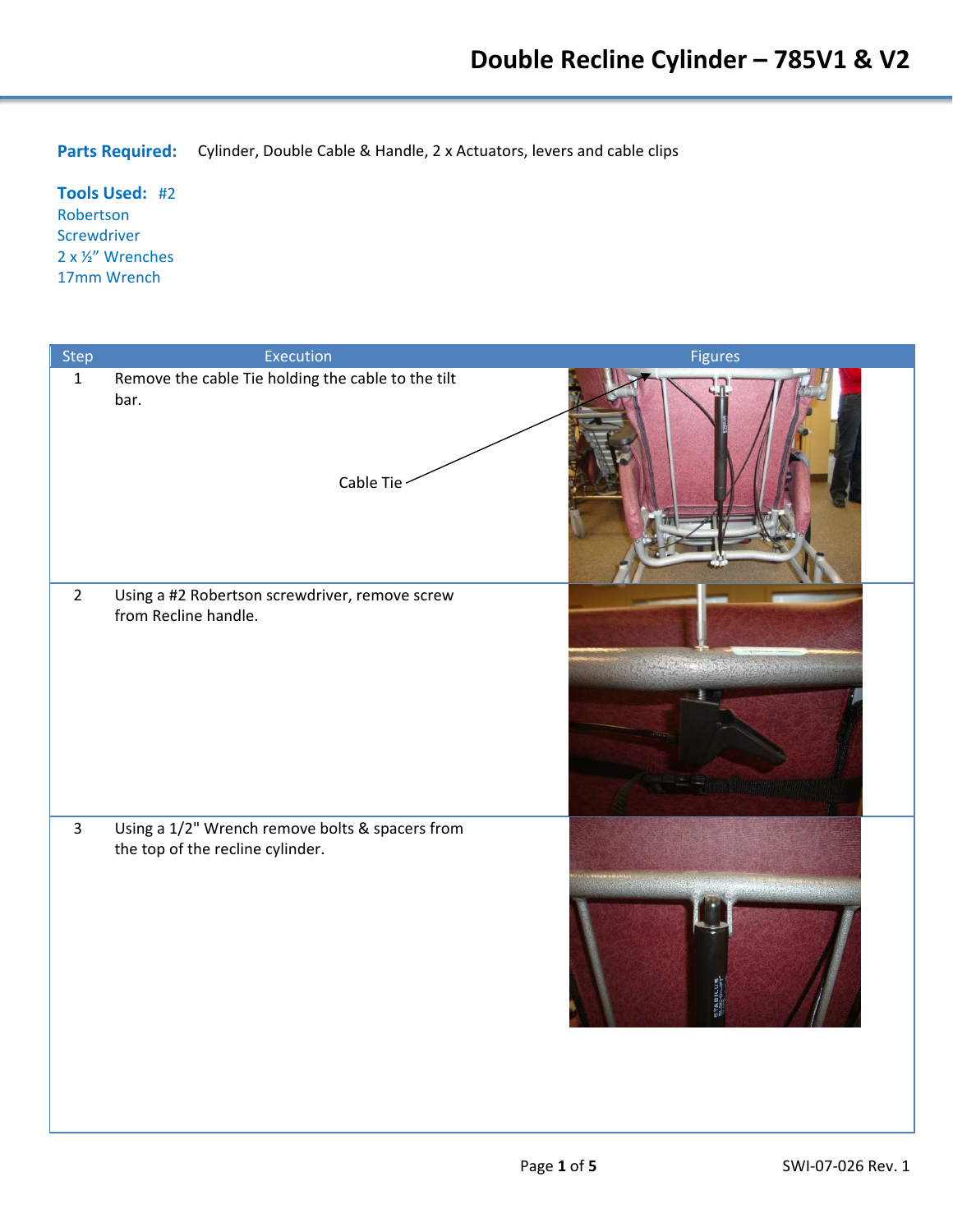# Double Recline Cylinder – 785V1 & V2

**Parts Required:** Cylinder, Double Cable & Handle, 2 x Actuators, levers and cable clips

**Tools Used:** #2 Robertson Screwdriver
2 x ½" Wrenches
17mm Wrench

| Step | Execution | Figures |
|---|---|---|
| 1 | Remove the cable Tie holding the cable to the tilt bar. Cable Tie | |
| 2 | Using a #2 Robertson screwdriver, remove screw from Recline handle. | |
| 3 | Using a 1/2" Wrench remove bolts & spacers from the top of the recline cylinder. | |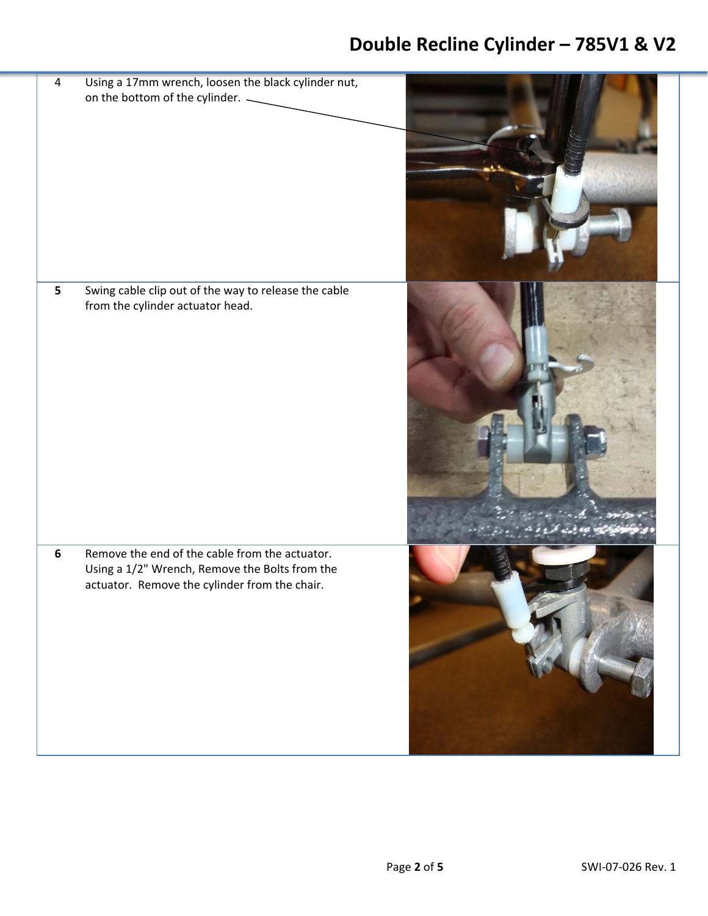| Step | Instruction |
| --- | --- |
| 4 | Using a 17mm wrench, loosen the black cylinder nut, on the bottom of the cylinder. |
| **5** | Swing cable clip out of the way to release the cable from the cylinder actuator head. |
| **6** | Remove the end of the cable from the actuator. Using a 1/2" Wrench, Remove the Bolts from the actuator. Remove the cylinder from the chair. |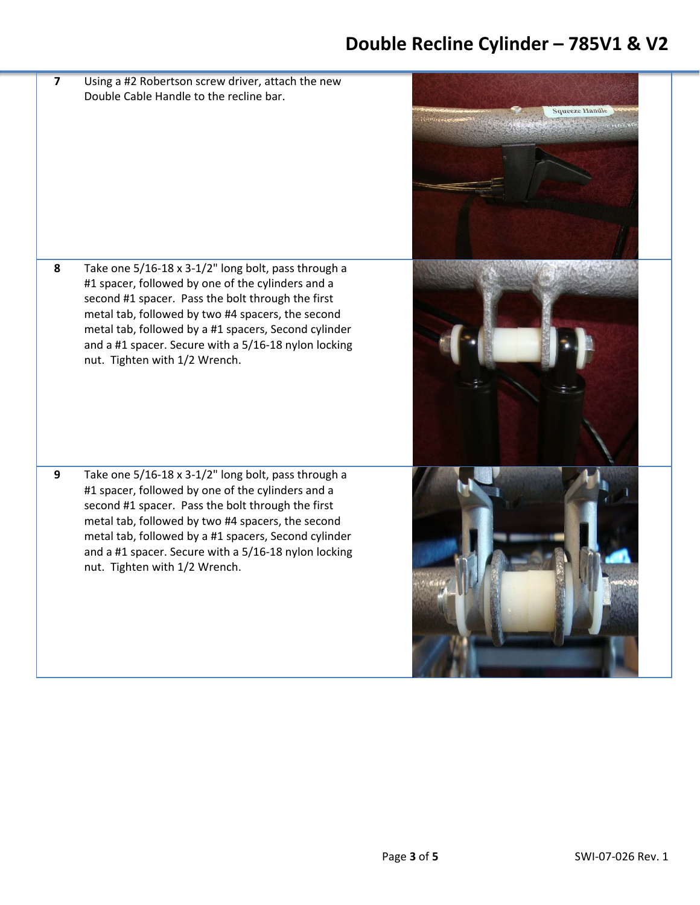| Step | Instruction |
| --- | --- |
| 7 | Using a #2 Robertson screw driver, attach the new Double Cable Handle to the recline bar. |
| 8 | Take one 5/16-18 x 3-1/2" long bolt, pass through a #1 spacer, followed by one of the cylinders and a second #1 spacer. Pass the bolt through the first metal tab, followed by two #4 spacers, the second metal tab, followed by a #1 spacers, Second cylinder and a #1 spacer. Secure with a 5/16-18 nylon locking nut. Tighten with 1/2 Wrench. |
| 9 | Take one 5/16-18 x 3-1/2" long bolt, pass through a #1 spacer, followed by one of the cylinders and a second #1 spacer. Pass the bolt through the first metal tab, followed by two #4 spacers, the second metal tab, followed by a #1 spacers, Second cylinder and a #1 spacer. Secure with a 5/16-18 nylon locking nut. Tighten with 1/2 Wrench. |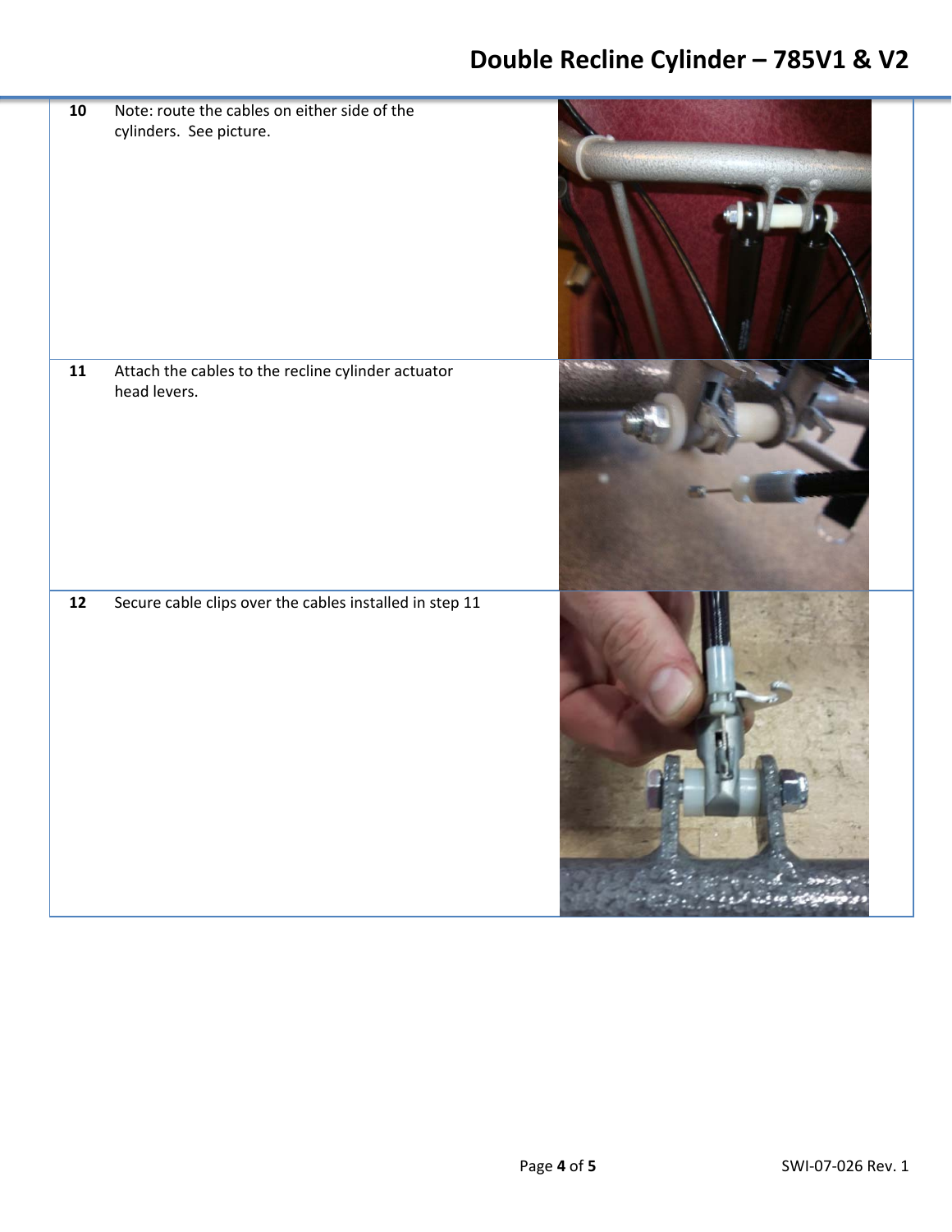| | | |
|---|---|---|
| 10 | Note: route the cables on either side of the cylinders. See picture. | |
| 11 | Attach the cables to the recline cylinder actuator head levers. | |
| 12 | Secure cable clips over the cables installed in step 11 | |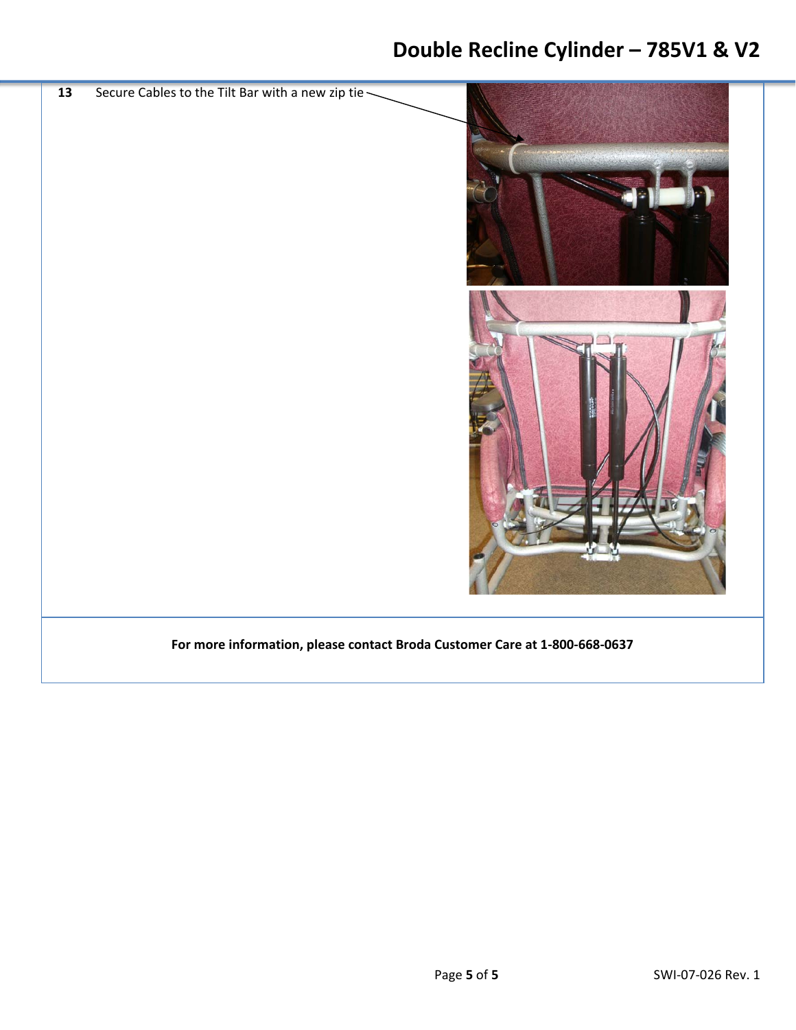**13** Secure Cables to the Tilt Bar with a new zip tie

**For more information, please contact Broda Customer Care at 1-800-668-0637**